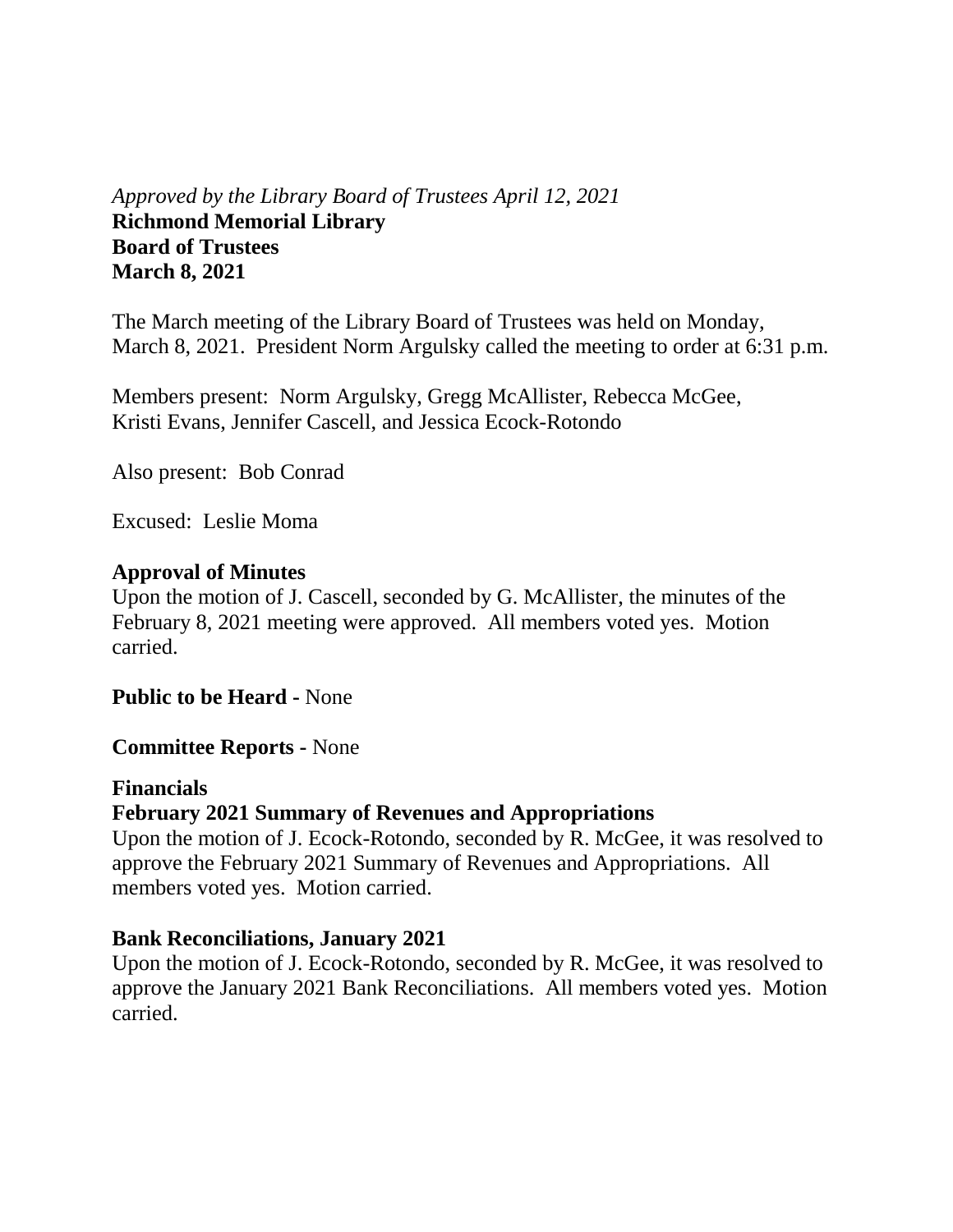*Approved by the Library Board of Trustees April 12, 2021*

**Richmond Memorial Library**
**Board of Trustees**
**March 8, 2021**

The March meeting of the Library Board of Trustees was held on Monday, March 8, 2021. President Norm Argulsky called the meeting to order at 6:31 p.m.

Members present: Norm Argulsky, Gregg McAllister, Rebecca McGee, Kristi Evans, Jennifer Cascell, and Jessica Ecock-Rotondo

Also present: Bob Conrad

Excused: Leslie Moma

**Approval of Minutes**

Upon the motion of J. Cascell, seconded by G. McAllister, the minutes of the February 8, 2021 meeting were approved. All members voted yes. Motion carried.

**Public to be Heard -** None

**Committee Reports -** None

**Financials**

**February 2021 Summary of Revenues and Appropriations**

Upon the motion of J. Ecock-Rotondo, seconded by R. McGee, it was resolved to approve the February 2021 Summary of Revenues and Appropriations. All members voted yes. Motion carried.

**Bank Reconciliations, January 2021**

Upon the motion of J. Ecock-Rotondo, seconded by R. McGee, it was resolved to approve the January 2021 Bank Reconciliations. All members voted yes. Motion carried.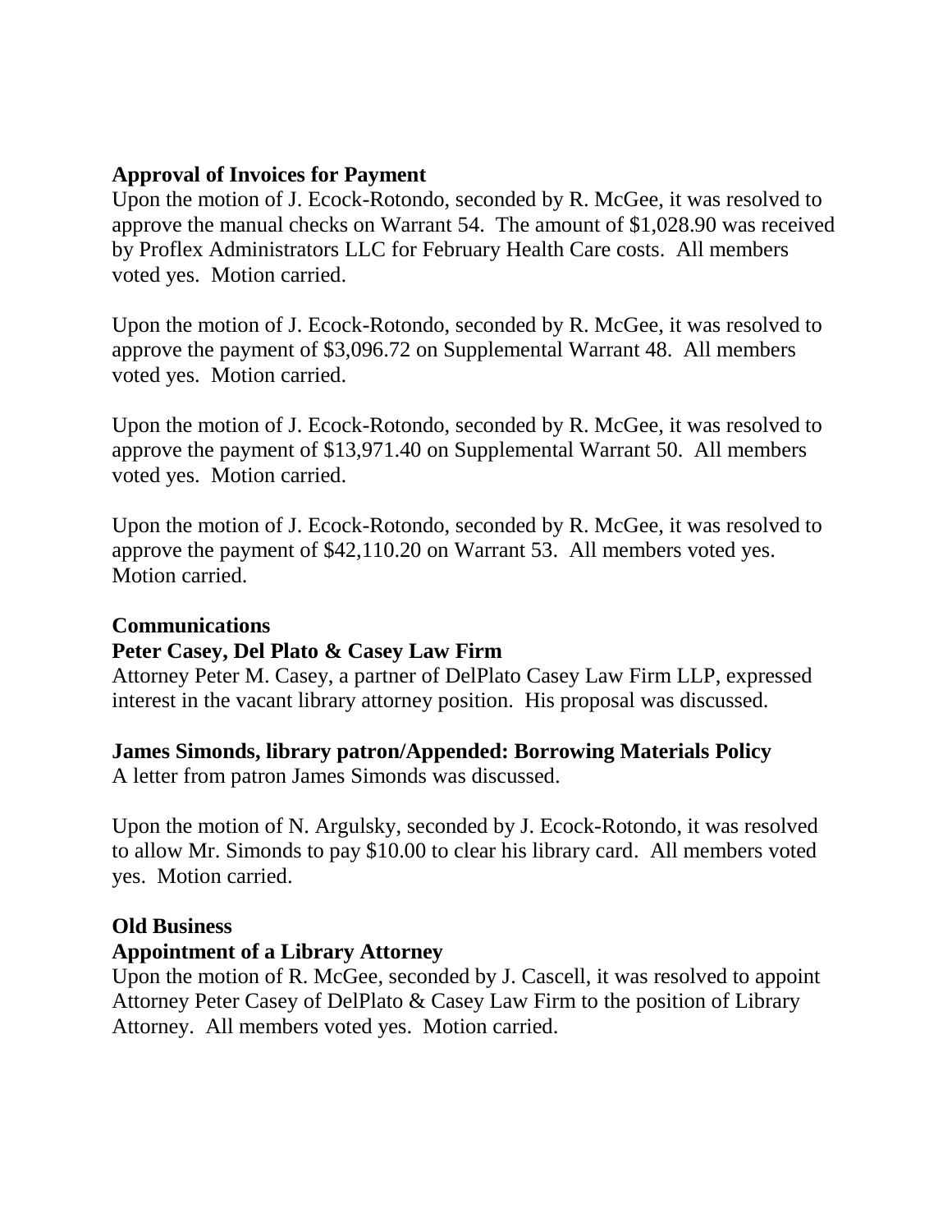**Approval of Invoices for Payment**
Upon the motion of J. Ecock-Rotondo, seconded by R. McGee, it was resolved to approve the manual checks on Warrant 54. The amount of $1,028.90 was received by Proflex Administrators LLC for February Health Care costs. All members voted yes. Motion carried.

Upon the motion of J. Ecock-Rotondo, seconded by R. McGee, it was resolved to approve the payment of $3,096.72 on Supplemental Warrant 48. All members voted yes. Motion carried.

Upon the motion of J. Ecock-Rotondo, seconded by R. McGee, it was resolved to approve the payment of $13,971.40 on Supplemental Warrant 50. All members voted yes. Motion carried.

Upon the motion of J. Ecock-Rotondo, seconded by R. McGee, it was resolved to approve the payment of $42,110.20 on Warrant 53. All members voted yes. Motion carried.

**Communications**

**Peter Casey, Del Plato & Casey Law Firm**
Attorney Peter M. Casey, a partner of DelPlato Casey Law Firm LLP, expressed interest in the vacant library attorney position. His proposal was discussed.

**James Simonds, library patron/Appended: Borrowing Materials Policy**
A letter from patron James Simonds was discussed.

Upon the motion of N. Argulsky, seconded by J. Ecock-Rotondo, it was resolved to allow Mr. Simonds to pay $10.00 to clear his library card. All members voted yes. Motion carried.

**Old Business**

**Appointment of a Library Attorney**
Upon the motion of R. McGee, seconded by J. Cascell, it was resolved to appoint Attorney Peter Casey of DelPlato & Casey Law Firm to the position of Library Attorney. All members voted yes. Motion carried.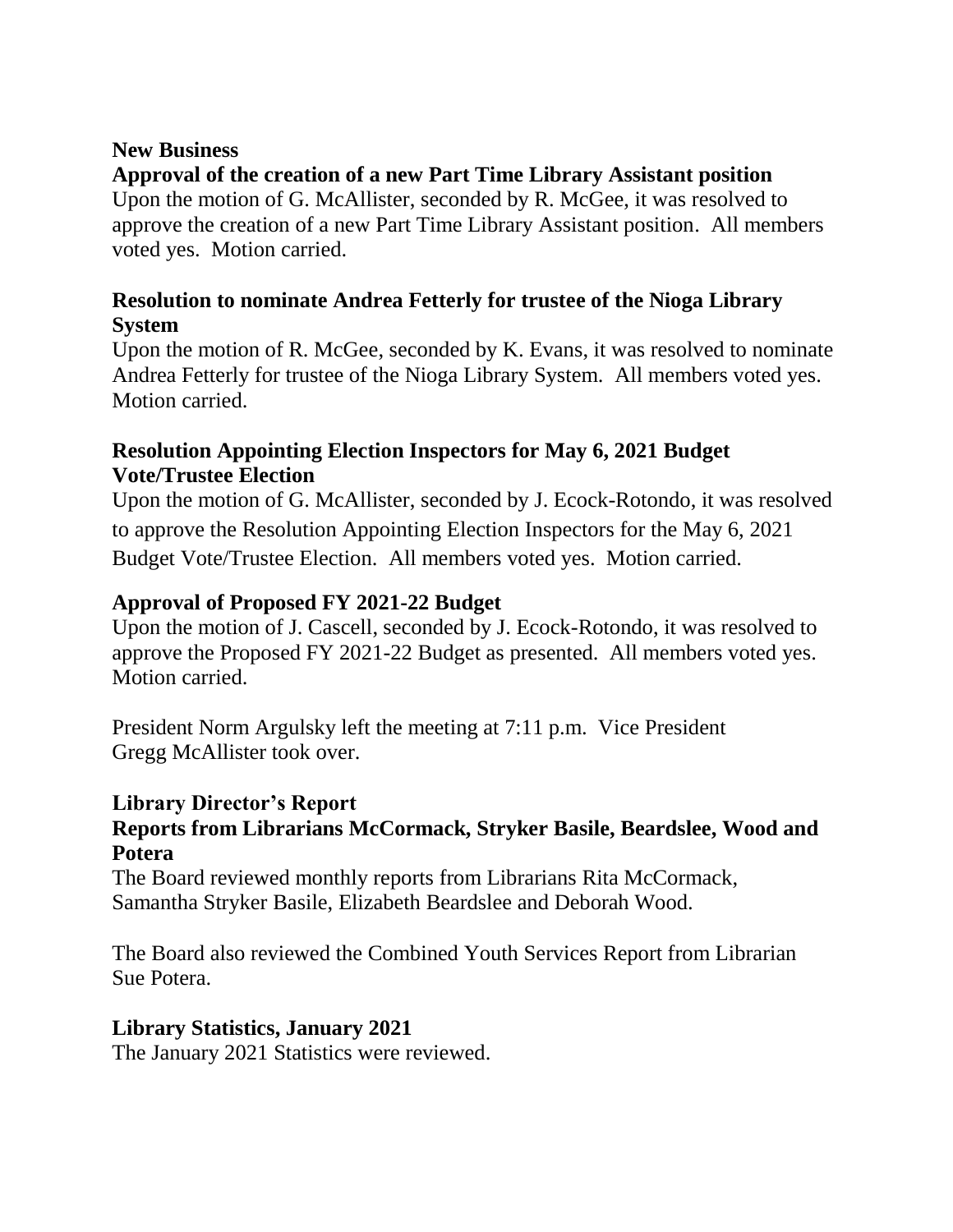**New Business**

**Approval of the creation of a new Part Time Library Assistant position**

Upon the motion of G. McAllister, seconded by R. McGee, it was resolved to approve the creation of a new Part Time Library Assistant position. All members voted yes. Motion carried.

**Resolution to nominate Andrea Fetterly for trustee of the Nioga Library System**

Upon the motion of R. McGee, seconded by K. Evans, it was resolved to nominate Andrea Fetterly for trustee of the Nioga Library System. All members voted yes. Motion carried.

**Resolution Appointing Election Inspectors for May 6, 2021 Budget Vote/Trustee Election**

Upon the motion of G. McAllister, seconded by J. Ecock-Rotondo, it was resolved to approve the Resolution Appointing Election Inspectors for the May 6, 2021 Budget Vote/Trustee Election. All members voted yes. Motion carried.

**Approval of Proposed FY 2021-22 Budget**

Upon the motion of J. Cascell, seconded by J. Ecock-Rotondo, it was resolved to approve the Proposed FY 2021-22 Budget as presented. All members voted yes. Motion carried.

President Norm Argulsky left the meeting at 7:11 p.m. Vice President Gregg McAllister took over.

**Library Director's Report**

**Reports from Librarians McCormack, Stryker Basile, Beardslee, Wood and Potera**

The Board reviewed monthly reports from Librarians Rita McCormack, Samantha Stryker Basile, Elizabeth Beardslee and Deborah Wood.

The Board also reviewed the Combined Youth Services Report from Librarian Sue Potera.

**Library Statistics, January 2021**

The January 2021 Statistics were reviewed.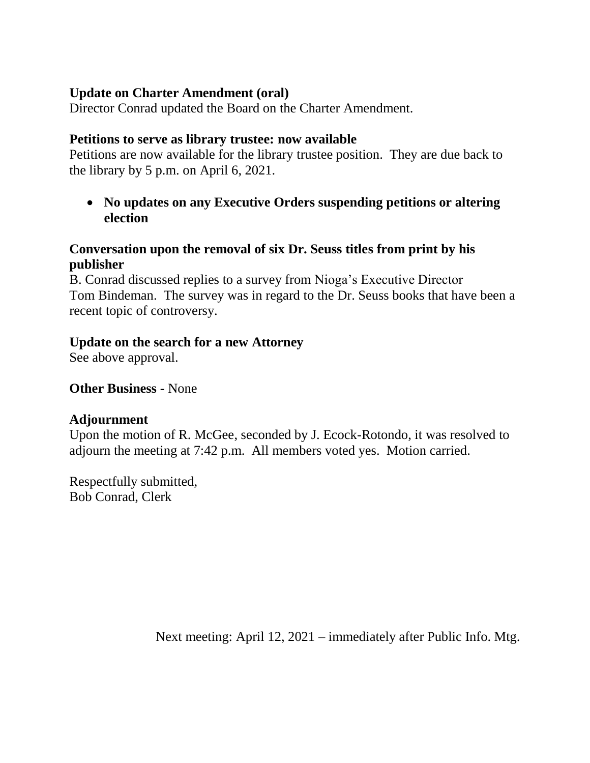**Update on Charter Amendment (oral)**
Director Conrad updated the Board on the Charter Amendment.

**Petitions to serve as library trustee: now available**
Petitions are now available for the library trustee position. They are due back to the library by 5 p.m. on April 6, 2021.

- **No updates on any Executive Orders suspending petitions or altering election**

**Conversation upon the removal of six Dr. Seuss titles from print by his publisher**
B. Conrad discussed replies to a survey from Nioga's Executive Director Tom Bindeman. The survey was in regard to the Dr. Seuss books that have been a recent topic of controversy.

**Update on the search for a new Attorney**
See above approval.

**Other Business** - None

**Adjournment**
Upon the motion of R. McGee, seconded by J. Ecock-Rotondo, it was resolved to adjourn the meeting at 7:42 p.m. All members voted yes. Motion carried.

Respectfully submitted,
Bob Conrad, Clerk

Next meeting: April 12, 2021 – immediately after Public Info. Mtg.